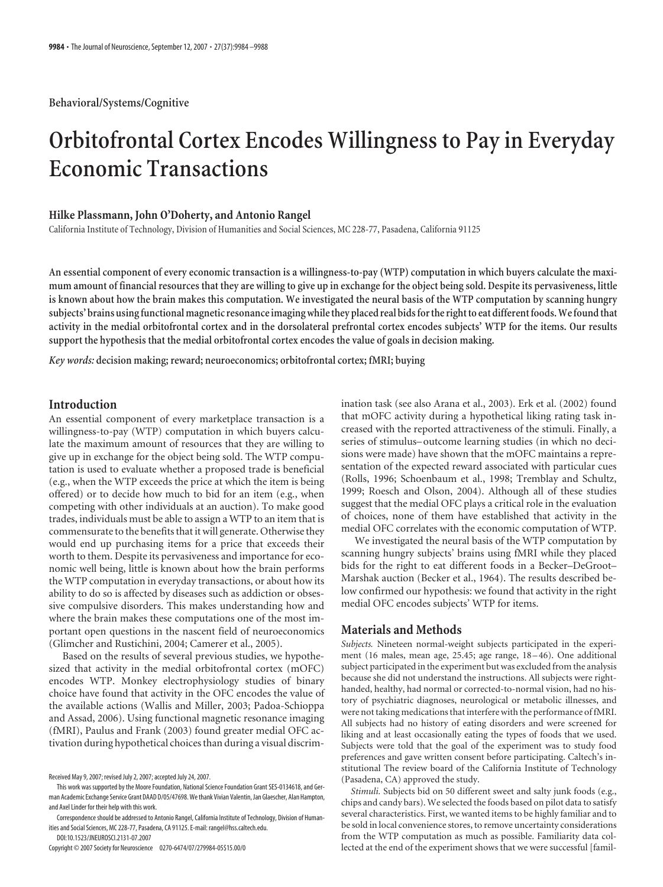Behavioral/Systems/Cognitive

# Orbitofrontal Cortex Encodes Willingness to Pay in Everyday Economic Transactions

**Hilke Plassmann, John O'Doherty, and Antonio Rangel**

California Institute of Technology, Division of Humanities and Social Sciences, MC 228-77, Pasadena, California 91125

**An essential component of every economic transaction is a willingness-to-pay (WTP) computation in which buyers calculate the maximum amount of financial resources that they are willing to give up in exchange for the object being sold. Despite its pervasiveness, little is known about how the brain makes this computation. We investigated the neural basis of the WTP computation by scanning hungry subjects' brains using functional magnetic resonance imaging while they placed real bids for the right to eat different foods. We found that activity in the medial orbitofrontal cortex and in the dorsolateral prefrontal cortex encodes subjects' WTP for the items. Our results support the hypothesis that the medial orbitofrontal cortex encodes the value of goals in decision making.**

*Key words:* **decision making; reward; neuroeconomics; orbitofrontal cortex; fMRI; buying**

## Introduction

An essential component of every marketplace transaction is a willingness-to-pay (WTP) computation in which buyers calculate the maximum amount of resources that they are willing to give up in exchange for the object being sold. The WTP computation is used to evaluate whether a proposed trade is beneficial (e.g., when the WTP exceeds the price at which the item is being offered) or to decide how much to bid for an item (e.g., when competing with other individuals at an auction). To make good trades, individuals must be able to assign a WTP to an item that is commensurate to the benefits that it will generate. Otherwise they would end up purchasing items for a price that exceeds their worth to them. Despite its pervasiveness and importance for economic well being, little is known about how the brain performs the WTP computation in everyday transactions, or about how its ability to do so is affected by diseases such as addiction or obsessive compulsive disorders. This makes understanding how and where the brain makes these computations one of the most important open questions in the nascent field of neuroeconomics (Glimcher and Rustichini, 2004; Camerer et al., 2005).

Based on the results of several previous studies, we hypothesized that activity in the medial orbitofrontal cortex (mOFC) encodes WTP. Monkey electrophysiology studies of binary choice have found that activity in the OFC encodes the value of the available actions (Wallis and Miller, 2003; Padoa-Schioppa and Assad, 2006). Using functional magnetic resonance imaging (fMRI), Paulus and Frank (2003) found greater medial OFC activation during hypothetical choices than during a visual discrimination task (see also Arana et al., 2003). Erk et al. (2002) found that mOFC activity during a hypothetical liking rating task increased with the reported attractiveness of the stimuli. Finally, a series of stimulus–outcome learning studies (in which no decisions were made) have shown that the mOFC maintains a representation of the expected reward associated with particular cues (Rolls, 1996; Schoenbaum et al., 1998; Tremblay and Schultz, 1999; Roesch and Olson, 2004). Although all of these studies suggest that the medial OFC plays a critical role in the evaluation of choices, none of them have established that activity in the medial OFC correlates with the economic computation of WTP.

We investigated the neural basis of the WTP computation by scanning hungry subjects' brains using fMRI while they placed bids for the right to eat different foods in a Becker–DeGroot–Marshak auction (Becker et al., 1964). The results described below confirmed our hypothesis: we found that activity in the right medial OFC encodes subjects' WTP for items.

## Materials and Methods

*Subjects.* Nineteen normal-weight subjects participated in the experiment (16 males, mean age, 25.45; age range, 18–46). One additional subject participated in the experiment but was excluded from the analysis because she did not understand the instructions. All subjects were right-handed, healthy, had normal or corrected-to-normal vision, had no history of psychiatric diagnoses, neurological or metabolic illnesses, and were not taking medications that interfere with the performance of fMRI. All subjects had no history of eating disorders and were screened for liking and at least occasionally eating the types of foods that we used. Subjects were told that the goal of the experiment was to study food preferences and gave written consent before participating. Caltech's institutional The review board of the California Institute of Technology (Pasadena, CA) approved the study.

*Stimuli.* Subjects bid on 50 different sweet and salty junk foods (e.g., chips and candy bars). We selected the foods based on pilot data to satisfy several characteristics. First, we wanted items to be highly familiar and to be sold in local convenience stores, to remove uncertainty considerations from the WTP computation as much as possible. Familiarity data collected at the end of the experiment shows that we were successful [famil-

Received May 9, 2007; revised July 2, 2007; accepted July 24, 2007.

This work was supported by the Moore Foundation, National Science Foundation Grant SES-0134618, and German Academic Exchange Service Grant DAAD D/05/47698. We thank Vivian Valentin, Jan Glaescher, Alan Hampton, and Axel Linder for their help with this work.

Correspondence should be addressed to Antonio Rangel, California Institute of Technology, Division of Humanities and Social Sciences, MC 228-77, Pasadena, CA 91125. E-mail: rangel@hss.caltech.edu.

DOI:10.1523/JNEUROSCI.2131-07.2007

Copyright © 2007 Society for Neuroscience 0270-6474/07/279984-05$15.00/0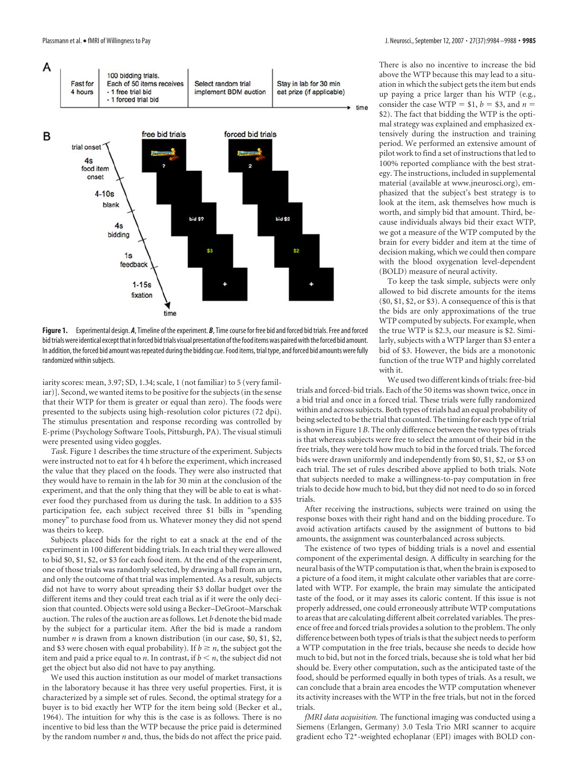**Figure 1.** Experimental design. ***A***, Timeline of the experiment. ***B***, Time course for free bid and forced bid trials. Free and forced bid trials were identical except that in forced bid trials visual presentation of the food items was paired with the forced bid amount. In addition, the forced bid amount was repeated during the bidding cue. Food items, trial type, and forced bid amounts were fully randomized within subjects.

iarity scores: mean, 3.97; SD, 1.34; scale, 1 (not familiar) to 5 (very familiar)]. Second, we wanted items to be positive for the subjects (in the sense that their WTP for them is greater or equal than zero). The foods were presented to the subjects using high-resolution color pictures (72 dpi). The stimulus presentation and response recording was controlled by E-prime (Psychology Software Tools, Pittsburgh, PA). The visual stimuli were presented using video goggles.

*Task.* Figure 1 describes the time structure of the experiment. Subjects were instructed not to eat for 4 h before the experiment, which increased the value that they placed on the foods. They were also instructed that they would have to remain in the lab for 30 min at the conclusion of the experiment, and that the only thing that they will be able to eat is whatever food they purchased from us during the task. In addition to a $35 participation fee, each subject received three $1 bills in "spending money" to purchase food from us. Whatever money they did not spend was theirs to keep.

Subjects placed bids for the right to eat a snack at the end of the experiment in 100 different bidding trials. In each trial they were allowed to bid $0, $1, $2, or $3 for each food item. At the end of the experiment, one of those trials was randomly selected, by drawing a ball from an urn, and only the outcome of that trial was implemented. As a result, subjects did not have to worry about spreading their $3 dollar budget over the different items and they could treat each trial as if it were the only decision that counted. Objects were sold using a Becker–DeGroot–Marschak auction. The rules of the auction are as follows. Let $b$ denote the bid made by the subject for a particular item. After the bid is made a random number $n$ is drawn from a known distribution (in our case, $0, $1, $2, and $3 were chosen with equal probability). If $b \geq n$, the subject got the item and paid a price equal to $n$. In contrast, if $b < n$, the subject did not get the object but also did not have to pay anything.

We used this auction institution as our model of market transactions in the laboratory because it has three very useful properties. First, it is characterized by a simple set of rules. Second, the optimal strategy for a buyer is to bid exactly her WTP for the item being sold (Becker et al., 1964). The intuition for why this is the case is as follows. There is no incentive to bid less than the WTP because the price paid is determined by the random number $n$ and, thus, the bids do not affect the price paid. There is also no incentive to increase the bid above the WTP because this may lead to a situation in which the subject gets the item but ends up paying a price larger than his WTP (e.g., consider the case WTP = $1, $b$ = $3, and $n$ = $2). The fact that bidding the WTP is the optimal strategy was explained and emphasized extensively during the instruction and training period. We performed an extensive amount of pilot work to find a set of instructions that led to 100% reported compliance with the best strategy. The instructions, included in supplemental material (available at www.jneurosci.org), emphasized that the subject's best strategy is to look at the item, ask themselves how much is worth, and simply bid that amount. Third, because individuals always bid their exact WTP, we got a measure of the WTP computed by the brain for every bidder and item at the time of decision making, which we could then compare with the blood oxygenation level-dependent (BOLD) measure of neural activity.

To keep the task simple, subjects were only allowed to bid discrete amounts for the items ($0, $1, $2, or $3). A consequence of this is that the bids are only approximations of the true WTP computed by subjects. For example, when the true WTP is $2.3, our measure is $2. Similarly, subjects with a WTP larger than $3 enter a bid of $3. However, the bids are a monotonic function of the true WTP and highly correlated with it.

We used two different kinds of trials: free-bid trials and forced-bid trials. Each of the 50 items was shown twice, once in a bid trial and once in a forced trial. These trials were fully randomized within and across subjects. Both types of trials had an equal probability of being selected to be the trial that counted. The timing for each type of trial is shown in Figure 1*B*. The only difference between the two types of trials is that whereas subjects were free to select the amount of their bid in the free trials, they were told how much to bid in the forced trials. The forced bids were drawn uniformly and independently from $0, $1, $2, or $3 on each trial. The set of rules described above applied to both trials. Note that subjects needed to make a willingness-to-pay computation in free trials to decide how much to bid, but they did not need to do so in forced trials.

After receiving the instructions, subjects were trained on using the response boxes with their right hand and on the bidding procedure. To avoid activation artifacts caused by the assignment of buttons to bid amounts, the assignment was counterbalanced across subjects.

The existence of two types of bidding trials is a novel and essential component of the experimental design. A difficulty in searching for the neural basis of the WTP computation is that, when the brain is exposed to a picture of a food item, it might calculate other variables that are correlated with WTP. For example, the brain may simulate the anticipated taste of the food, or it may asses its caloric content. If this issue is not properly addressed, one could erroneously attribute WTP computations to areas that are calculating different albeit correlated variables. The presence of free and forced trials provides a solution to the problem. The only difference between both types of trials is that the subject needs to perform a WTP computation in the free trials, because she needs to decide how much to bid, but not in the forced trials, because she is told what her bid should be. Every other computation, such as the anticipated taste of the food, should be performed equally in both types of trials. As a result, we can conclude that a brain area encodes the WTP computation whenever its activity increases with the WTP in the free trials, but not in the forced trials.

*fMRI data acquisition.* The functional imaging was conducted using a Siemens (Erlangen, Germany) 3.0 Tesla Trio MRI scanner to acquire gradient echo T2*-weighted echoplanar (EPI) images with BOLD con-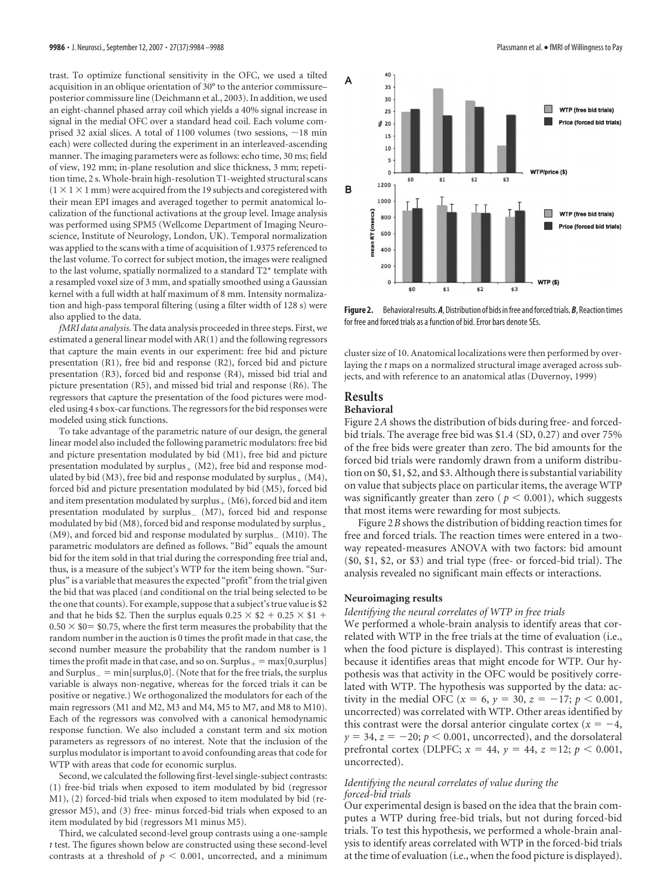trast. To optimize functional sensitivity in the OFC, we used a tilted acquisition in an oblique orientation of 30° to the anterior commissure–posterior commissure line (Deichmann et al., 2003). In addition, we used an eight-channel phased array coil which yields a 40% signal increase in signal in the medial OFC over a standard head coil. Each volume comprised 32 axial slices. A total of 1100 volumes (two sessions, ~18 min each) were collected during the experiment in an interleaved-ascending manner. The imaging parameters were as follows: echo time, 30 ms; field of view, 192 mm; in-plane resolution and slice thickness, 3 mm; repetition time, 2 s. Whole-brain high-resolution T1-weighted structural scans ($1 \times 1 \times 1$ mm) were acquired from the 19 subjects and coregistered with their mean EPI images and averaged together to permit anatomical localization of the functional activations at the group level. Image analysis was performed using SPM5 (Wellcome Department of Imaging Neuroscience, Institute of Neurology, London, UK). Temporal normalization was applied to the scans with a time of acquisition of 1.9375 referenced to the last volume. To correct for subject motion, the images were realigned to the last volume, spatially normalized to a standard T2* template with a resampled voxel size of 3 mm, and spatially smoothed using a Gaussian kernel with a full width at half maximum of 8 mm. Intensity normalization and high-pass temporal filtering (using a filter width of 128 s) were also applied to the data.

*fMRI data analysis.* The data analysis proceeded in three steps. First, we estimated a general linear model with AR(1) and the following regressors that capture the main events in our experiment: free bid and picture presentation (R1), free bid and response (R2), forced bid and picture presentation (R3), forced bid and response (R4), missed bid trial and picture presentation (R5), and missed bid trial and response (R6). The regressors that capture the presentation of the food pictures were modeled using 4 s box-car functions. The regressors for the bid responses were modeled using stick functions.

To take advantage of the parametric nature of our design, the general linear model also included the following parametric modulators: free bid and picture presentation modulated by bid (M1), free bid and picture presentation modulated by $\text{surplus}_+$ (M2), free bid and response modulated by bid (M3), free bid and response modulated by $\text{surplus}_+$ (M4), forced bid and picture presentation modulated by bid (M5), forced bid and item presentation modulated by $\text{surplus}_+$ (M6), forced bid and item presentation modulated by $\text{surplus}_-$ (M7), forced bid and response modulated by bid (M8), forced bid and response modulated by $\text{surplus}_+$ (M9), and forced bid and response modulated by $\text{surplus}_-$ (M10). The parametric modulators are defined as follows. "Bid" equals the amount bid for the item sold in that trial during the corresponding free trial and, thus, is a measure of the subject's WTP for the item being shown. "Surplus" is a variable that measures the expected "profit" from the trial given the bid that was placed (and conditional on the trial being selected to be the one that counts). For example, suppose that a subject's true value is \$2 and that he bids \$2. Then the surplus equals $0.25 \times \$2 + 0.25 \times \$1 + 0.50 \times \$0 = \$0.75$, where the first term measures the probability that the random number in the auction is 0 times the profit made in that case, the second number measure the probability that the random number is 1 times the profit made in that case, and so on. $\text{Surplus}_+ = \max[0,\text{surplus}]$ and $\text{Surplus}_- = \min[\text{surplus},0]$. (Note that for the free trials, the surplus variable is always non-negative, whereas for the forced trials it can be positive or negative.) We orthogonalized the modulators for each of the main regressors (M1 and M2, M3 and M4, M5 to M7, and M8 to M10). Each of the regressors was convolved with a canonical hemodynamic response function. We also included a constant term and six motion parameters as regressors of no interest. Note that the inclusion of the surplus modulator is important to avoid confounding areas that code for WTP with areas that code for economic surplus.

Second, we calculated the following first-level single-subject contrasts: (1) free-bid trials when exposed to item modulated by bid (regressor M1), (2) forced-bid trials when exposed to item modulated by bid (regressor M5), and (3) free- minus forced-bid trials when exposed to an item modulated by bid (regressors M1 minus M5).

Third, we calculated second-level group contrasts using a one-sample *t* test. The figures shown below are constructed using these second-level contrasts at a threshold of $p < 0.001$, uncorrected, and a minimum cluster size of 10. Anatomical localizations were then performed by overlaying the *t* maps on a normalized structural image averaged across subjects, and with reference to an anatomical atlas (Duvernoy, 1999)

**Figure 2.** Behavioral results. ***A***, Distribution of bids in free and forced trials. ***B***, Reaction times for free and forced trials as a function of bid. Error bars denote SEs.

## Results

### Behavioral

Figure 2*A* shows the distribution of bids during free- and forced-bid trials. The average free bid was \$1.4 (SD, 0.27) and over 75% of the free bids were greater than zero. The bid amounts for the forced bid trials were randomly drawn from a uniform distribution on \$0, \$1, \$2, and \$3. Although there is substantial variability on value that subjects place on particular items, the average WTP was significantly greater than zero ($p < 0.001$), which suggests that most items were rewarding for most subjects.

Figure 2*B* shows the distribution of bidding reaction times for free and forced trials. The reaction times were entered in a two-way repeated-measures ANOVA with two factors: bid amount (\$0, \$1, \$2, or \$3) and trial type (free- or forced-bid trial). The analysis revealed no significant main effects or interactions.

### Neuroimaging results

*Identifying the neural correlates of WTP in free trials*

We performed a whole-brain analysis to identify areas that correlated with WTP in the free trials at the time of evaluation (i.e., when the food picture is displayed). This contrast is interesting because it identifies areas that might encode for WTP. Our hypothesis was that activity in the OFC would be positively correlated with WTP. The hypothesis was supported by the data: activity in the medial OFC ($x = 6$, $y = 30$, $z = -17$; $p < 0.001$, uncorrected) was correlated with WTP. Other areas identified by this contrast were the dorsal anterior cingulate cortex ($x = -4$, $y = 34$, $z = -20$; $p < 0.001$, uncorrected), and the dorsolateral prefrontal cortex (DLPFC; $x = 44$, $y = 44$, $z = 12$; $p < 0.001$, uncorrected).

*Identifying the neural correlates of value during the forced-bid trials*

Our experimental design is based on the idea that the brain computes a WTP during free-bid trials, but not during forced-bid trials. To test this hypothesis, we performed a whole-brain analysis to identify areas correlated with WTP in the forced-bid trials at the time of evaluation (i.e., when the food picture is displayed).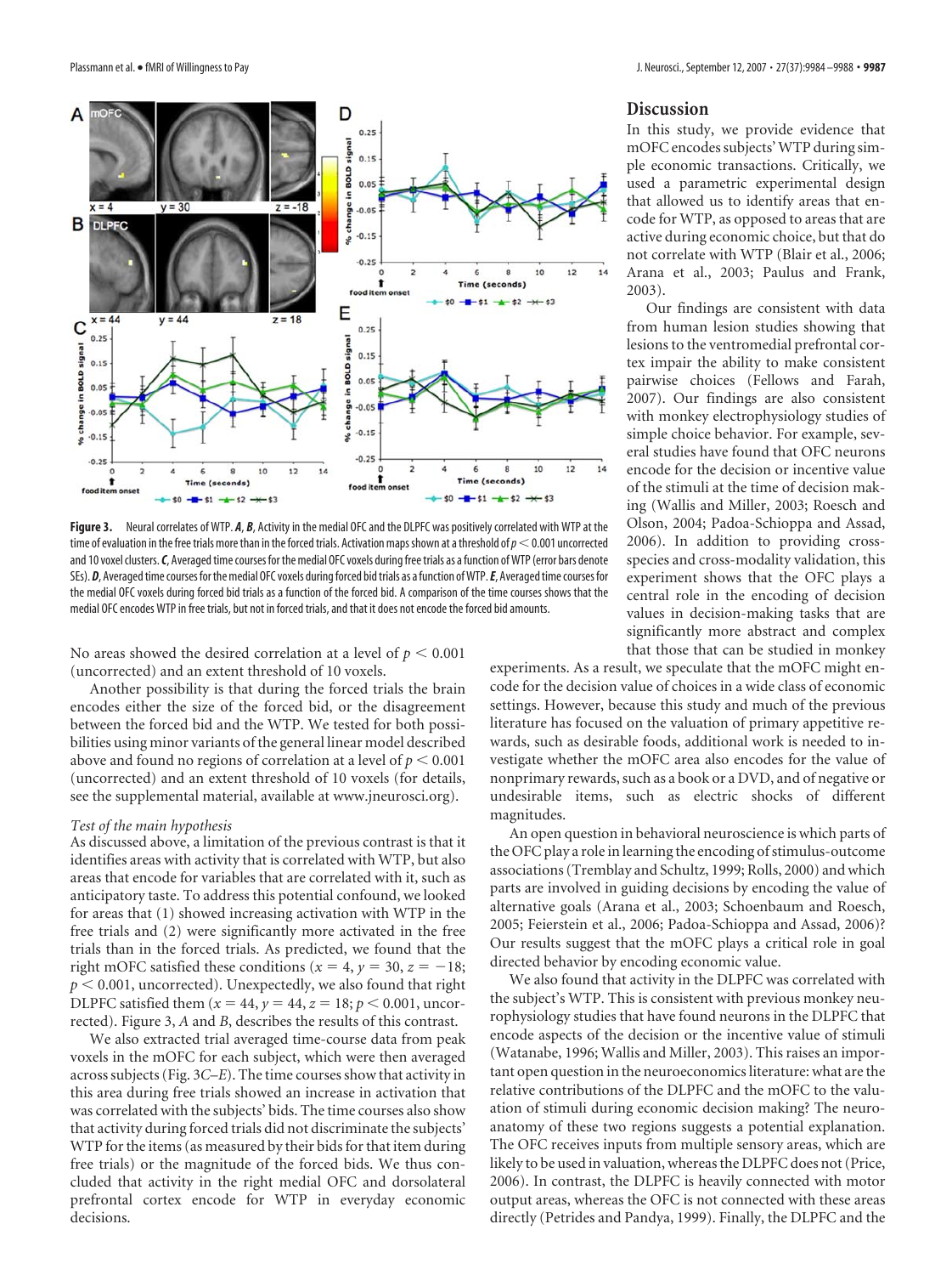**Figure 3.** Neural correlates of WTP. ***A***, ***B***, Activity in the medial OFC and the DLPFC was positively correlated with WTP at the time of evaluation in the free trials more than in the forced trials. Activation maps shown at a threshold of $p < 0.001$ uncorrected and 10 voxel clusters. ***C***, Averaged time courses for the medial OFC voxels during free trials as a function of WTP (error bars denote SEs). ***D***, Averaged time courses for the medial OFC voxels during forced bid trials as a function of WTP. ***E***, Averaged time courses for the medial OFC voxels during forced bid trials as a function of the forced bid. A comparison of the time courses shows that the medial OFC encodes WTP in free trials, but not in forced trials, and that it does not encode the forced bid amounts.

No areas showed the desired correlation at a level of $p < 0.001$ (uncorrected) and an extent threshold of 10 voxels.

Another possibility is that during the forced trials the brain encodes either the size of the forced bid, or the disagreement between the forced bid and the WTP. We tested for both possibilities using minor variants of the general linear model described above and found no regions of correlation at a level of $p < 0.001$ (uncorrected) and an extent threshold of 10 voxels (for details, see the supplemental material, available at www.jneurosci.org).

*Test of the main hypothesis*

As discussed above, a limitation of the previous contrast is that it identifies areas with activity that is correlated with WTP, but also areas that encode for variables that are correlated with it, such as anticipatory taste. To address this potential confound, we looked for areas that (1) showed increasing activation with WTP in the free trials and (2) were significantly more activated in the free trials than in the forced trials. As predicted, we found that the right mOFC satisfied these conditions ($x = 4$, $y = 30$, $z = -18$; $p < 0.001$, uncorrected). Unexpectedly, we also found that right DLPFC satisfied them ($x = 44$, $y = 44$, $z = 18$; $p < 0.001$, uncorrected). Figure 3, *A* and *B*, describes the results of this contrast.

We also extracted trial averaged time-course data from peak voxels in the mOFC for each subject, which were then averaged across subjects (Fig. 3*C*–*E*). The time courses show that activity in this area during free trials showed an increase in activation that was correlated with the subjects' bids. The time courses also show that activity during forced trials did not discriminate the subjects' WTP for the items (as measured by their bids for that item during free trials) or the magnitude of the forced bids. We thus concluded that activity in the right medial OFC and dorsolateral prefrontal cortex encode for WTP in everyday economic decisions.

## Discussion

In this study, we provide evidence that mOFC encodes subjects' WTP during simple economic transactions. Critically, we used a parametric experimental design that allowed us to identify areas that encode for WTP, as opposed to areas that are active during economic choice, but that do not correlate with WTP (Blair et al., 2006; Arana et al., 2003; Paulus and Frank, 2003).

Our findings are consistent with data from human lesion studies showing that lesions to the ventromedial prefrontal cortex impair the ability to make consistent pairwise choices (Fellows and Farah, 2007). Our findings are also consistent with monkey electrophysiology studies of simple choice behavior. For example, several studies have found that OFC neurons encode for the decision or incentive value of the stimuli at the time of decision making (Wallis and Miller, 2003; Roesch and Olson, 2004; Padoa-Schioppa and Assad, 2006). In addition to providing cross-species and cross-modality validation, this experiment shows that the OFC plays a central role in the encoding of decision values in decision-making tasks that are significantly more abstract and complex that those that can be studied in monkey experiments. As a result, we speculate that the mOFC might encode for the decision value of choices in a wide class of economic settings. However, because this study and much of the previous literature has focused on the valuation of primary appetitive rewards, such as desirable foods, additional work is needed to investigate whether the mOFC area also encodes for the value of nonprimary rewards, such as a book or a DVD, and of negative or undesirable items, such as electric shocks of different magnitudes.

An open question in behavioral neuroscience is which parts of the OFC play a role in learning the encoding of stimulus-outcome associations (Tremblay and Schultz, 1999; Rolls, 2000) and which parts are involved in guiding decisions by encoding the value of alternative goals (Arana et al., 2003; Schoenbaum and Roesch, 2005; Feierstein et al., 2006; Padoa-Schioppa and Assad, 2006)? Our results suggest that the mOFC plays a critical role in goal directed behavior by encoding economic value.

We also found that activity in the DLPFC was correlated with the subject's WTP. This is consistent with previous monkey neurophysiology studies that have found neurons in the DLPFC that encode aspects of the decision or the incentive value of stimuli (Watanabe, 1996; Wallis and Miller, 2003). This raises an important open question in the neuroeconomics literature: what are the relative contributions of the DLPFC and the mOFC to the valuation of stimuli during economic decision making? The neuroanatomy of these two regions suggests a potential explanation. The OFC receives inputs from multiple sensory areas, which are likely to be used in valuation, whereas the DLPFC does not (Price, 2006). In contrast, the DLPFC is heavily connected with motor output areas, whereas the OFC is not connected with these areas directly (Petrides and Pandya, 1999). Finally, the DLPFC and the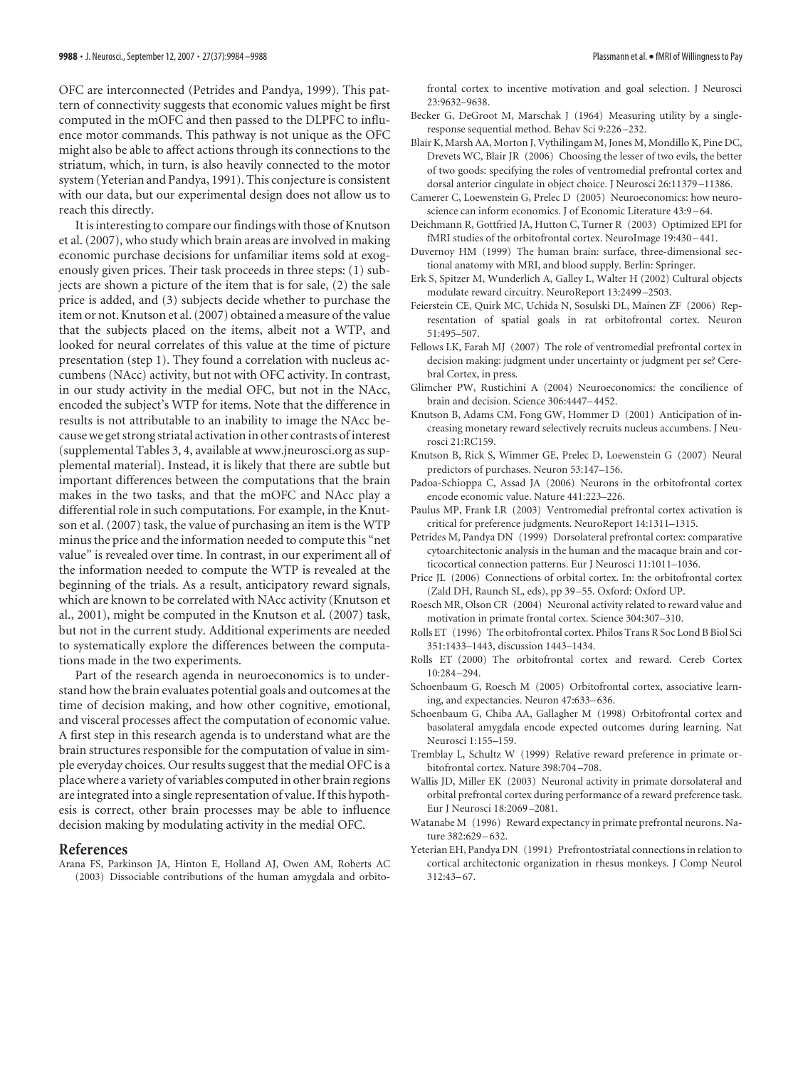OFC are interconnected (Petrides and Pandya, 1999). This pattern of connectivity suggests that economic values might be first computed in the mOFC and then passed to the DLPFC to influence motor commands. This pathway is not unique as the OFC might also be able to affect actions through its connections to the striatum, which, in turn, is also heavily connected to the motor system (Yeterian and Pandya, 1991). This conjecture is consistent with our data, but our experimental design does not allow us to reach this directly.

It is interesting to compare our findings with those of Knutson et al. (2007), who study which brain areas are involved in making economic purchase decisions for unfamiliar items sold at exogenously given prices. Their task proceeds in three steps: (1) subjects are shown a picture of the item that is for sale, (2) the sale price is added, and (3) subjects decide whether to purchase the item or not. Knutson et al. (2007) obtained a measure of the value that the subjects placed on the items, albeit not a WTP, and looked for neural correlates of this value at the time of picture presentation (step 1). They found a correlation with nucleus accumbens (NAcc) activity, but not with OFC activity. In contrast, in our study activity in the medial OFC, but not in the NAcc, encoded the subject's WTP for items. Note that the difference in results is not attributable to an inability to image the NAcc because we get strong striatal activation in other contrasts of interest (supplemental Tables 3, 4, available at www.jneurosci.org as supplemental material). Instead, it is likely that there are subtle but important differences between the computations that the brain makes in the two tasks, and that the mOFC and NAcc play a differential role in such computations. For example, in the Knutson et al. (2007) task, the value of purchasing an item is the WTP minus the price and the information needed to compute this "net value" is revealed over time. In contrast, in our experiment all of the information needed to compute the WTP is revealed at the beginning of the trials. As a result, anticipatory reward signals, which are known to be correlated with NAcc activity (Knutson et al., 2001), might be computed in the Knutson et al. (2007) task, but not in the current study. Additional experiments are needed to systematically explore the differences between the computations made in the two experiments.

Part of the research agenda in neuroeconomics is to understand how the brain evaluates potential goals and outcomes at the time of decision making, and how other cognitive, emotional, and visceral processes affect the computation of economic value. A first step in this research agenda is to understand what are the brain structures responsible for the computation of value in simple everyday choices. Our results suggest that the medial OFC is a place where a variety of variables computed in other brain regions are integrated into a single representation of value. If this hypothesis is correct, other brain processes may be able to influence decision making by modulating activity in the medial OFC.

## References

Arana FS, Parkinson JA, Hinton E, Holland AJ, Owen AM, Roberts AC (2003) Dissociable contributions of the human amygdala and orbitofrontal cortex to incentive motivation and goal selection. J Neurosci 23:9632–9638.

Becker G, DeGroot M, Marschak J (1964) Measuring utility by a single-response sequential method. Behav Sci 9:226–232.

Blair K, Marsh AA, Morton J, Vythilingam M, Jones M, Mondillo K, Pine DC, Drevets WC, Blair JR (2006) Choosing the lesser of two evils, the better of two goods: specifying the roles of ventromedial prefrontal cortex and dorsal anterior cingulate in object choice. J Neurosci 26:11379–11386.

Camerer C, Loewenstein G, Prelec D (2005) Neuroeconomics: how neuroscience can inform economics. J of Economic Literature 43:9–64.

Deichmann R, Gottfried JA, Hutton C, Turner R (2003) Optimized EPI for fMRI studies of the orbitofrontal cortex. NeuroImage 19:430–441.

Duvernoy HM (1999) The human brain: surface, three-dimensional sectional anatomy with MRI, and blood supply. Berlin: Springer.

Erk S, Spitzer M, Wunderlich A, Galley L, Walter H (2002) Cultural objects modulate reward circuitry. NeuroReport 13:2499–2503.

Feierstein CE, Quirk MC, Uchida N, Sosulski DL, Mainen ZF (2006) Representation of spatial goals in rat orbitofrontal cortex. Neuron 51:495–507.

Fellows LK, Farah MJ (2007) The role of ventromedial prefrontal cortex in decision making: judgment under uncertainty or judgment per se? Cerebral Cortex, in press.

Glimcher PW, Rustichini A (2004) Neuroeconomics: the concilience of brain and decision. Science 306:4447–4452.

Knutson B, Adams CM, Fong GW, Hommer D (2001) Anticipation of increasing monetary reward selectively recruits nucleus accumbens. J Neurosci 21:RC159.

Knutson B, Rick S, Wimmer GE, Prelec D, Loewenstein G (2007) Neural predictors of purchases. Neuron 53:147–156.

Padoa-Schioppa C, Assad JA (2006) Neurons in the orbitofrontal cortex encode economic value. Nature 441:223–226.

Paulus MP, Frank LR (2003) Ventromedial prefrontal cortex activation is critical for preference judgments. NeuroReport 14:1311–1315.

Petrides M, Pandya DN (1999) Dorsolateral prefrontal cortex: comparative cytoarchitectonic analysis in the human and the macaque brain and corticocortical connection patterns. Eur J Neurosci 11:1011–1036.

Price JL (2006) Connections of orbital cortex. In: the orbitofrontal cortex (Zald DH, Raunch SL, eds), pp 39–55. Oxford: Oxford UP.

Roesch MR, Olson CR (2004) Neuronal activity related to reward value and motivation in primate frontal cortex. Science 304:307–310.

Rolls ET (1996) The orbitofrontal cortex. Philos Trans R Soc Lond B Biol Sci 351:1433–1443, discussion 1443–1434.

Rolls ET (2000) The orbitofrontal cortex and reward. Cereb Cortex 10:284–294.

Schoenbaum G, Roesch M (2005) Orbitofrontal cortex, associative learning, and expectancies. Neuron 47:633–636.

Schoenbaum G, Chiba AA, Gallagher M (1998) Orbitofrontal cortex and basolateral amygdala encode expected outcomes during learning. Nat Neurosci 1:155–159.

Tremblay L, Schultz W (1999) Relative reward preference in primate orbitofrontal cortex. Nature 398:704–708.

Wallis JD, Miller EK (2003) Neuronal activity in primate dorsolateral and orbital prefrontal cortex during performance of a reward preference task. Eur J Neurosci 18:2069–2081.

Watanabe M (1996) Reward expectancy in primate prefrontal neurons. Nature 382:629–632.

Yeterian EH, Pandya DN (1991) Prefrontostriatal connections in relation to cortical architectonic organization in rhesus monkeys. J Comp Neurol 312:43–67.